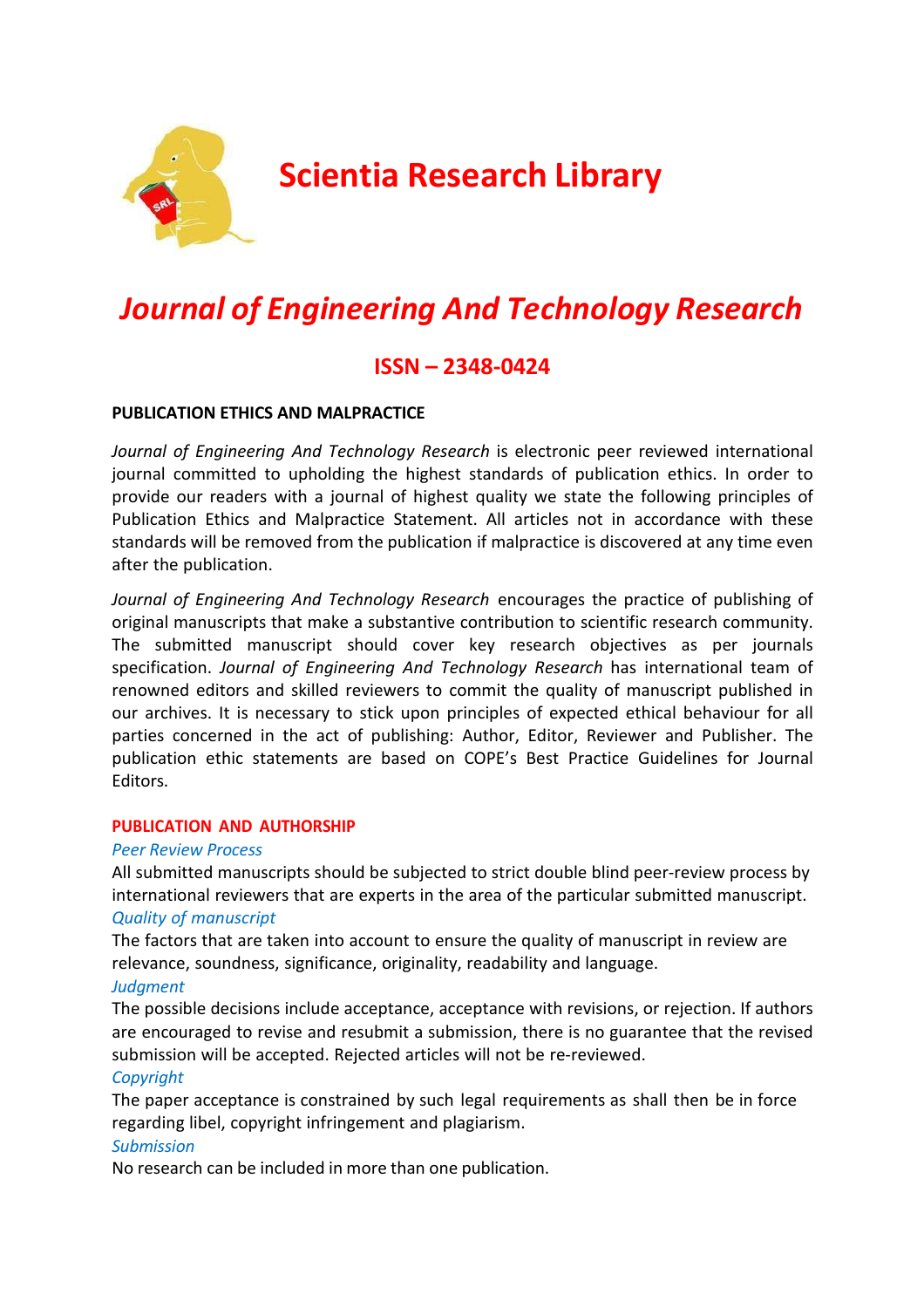# Scientia Research Library

## *Journal of Engineering And Technology Research*

### ISSN – 2348-0424

**PUBLICATION ETHICS AND MALPRACTICE**

*Journal of Engineering And Technology Research* is electronic peer reviewed international journal committed to upholding the highest standards of publication ethics. In order to provide our readers with a journal of highest quality we state the following principles of Publication Ethics and Malpractice Statement. All articles not in accordance with these standards will be removed from the publication if malpractice is discovered at any time even after the publication.

*Journal of Engineering And Technology Research* encourages the practice of publishing of original manuscripts that make a substantive contribution to scientific research community. The submitted manuscript should cover key research objectives as per journals specification. *Journal of Engineering And Technology Research* has international team of renowned editors and skilled reviewers to commit the quality of manuscript published in our archives. It is necessary to stick upon principles of expected ethical behaviour for all parties concerned in the act of publishing: Author, Editor, Reviewer and Publisher. The publication ethic statements are based on COPE's Best Practice Guidelines for Journal Editors.

**PUBLICATION AND AUTHORSHIP**

*Peer Review Process*

All submitted manuscripts should be subjected to strict double blind peer-review process by international reviewers that are experts in the area of the particular submitted manuscript.

*Quality of manuscript*

The factors that are taken into account to ensure the quality of manuscript in review are relevance, soundness, significance, originality, readability and language.

*Judgment*

The possible decisions include acceptance, acceptance with revisions, or rejection. If authors are encouraged to revise and resubmit a submission, there is no guarantee that the revised submission will be accepted. Rejected articles will not be re-reviewed.

*Copyright*

The paper acceptance is constrained by such legal requirements as shall then be in force regarding libel, copyright infringement and plagiarism.

*Submission*

No research can be included in more than one publication.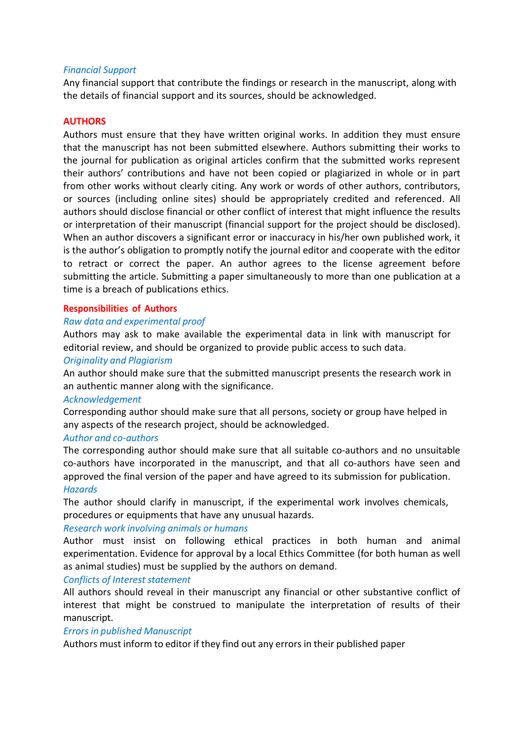*Financial Support*

Any financial support that contribute the findings or research in the manuscript, along with the details of financial support and its sources, should be acknowledged.

## AUTHORS

Authors must ensure that they have written original works. In addition they must ensure that the manuscript has not been submitted elsewhere. Authors submitting their works to the journal for publication as original articles confirm that the submitted works represent their authors' contributions and have not been copied or plagiarized in whole or in part from other works without clearly citing. Any work or words of other authors, contributors, or sources (including online sites) should be appropriately credited and referenced. All authors should disclose financial or other conflict of interest that might influence the results or interpretation of their manuscript (financial support for the project should be disclosed). When an author discovers a significant error or inaccuracy in his/her own published work, it is the author's obligation to promptly notify the journal editor and cooperate with the editor to retract or correct the paper. An author agrees to the license agreement before submitting the article. Submitting a paper simultaneously to more than one publication at a time is a breach of publications ethics.

### Responsibilities of Authors

*Raw data and experimental proof*

Authors may ask to make available the experimental data in link with manuscript for editorial review, and should be organized to provide public access to such data.

*Originality and Plagiarism*

An author should make sure that the submitted manuscript presents the research work in an authentic manner along with the significance.

*Acknowledgement*

Corresponding author should make sure that all persons, society or group have helped in any aspects of the research project, should be acknowledged.

*Author and co-authors*

The corresponding author should make sure that all suitable co-authors and no unsuitable co-authors have incorporated in the manuscript, and that all co-authors have seen and approved the final version of the paper and have agreed to its submission for publication.

*Hazards*

The author should clarify in manuscript, if the experimental work involves chemicals, procedures or equipments that have any unusual hazards.

*Research work involving animals or humans*

Author must insist on following ethical practices in both human and animal experimentation. Evidence for approval by a local Ethics Committee (for both human as well as animal studies) must be supplied by the authors on demand.

*Conflicts of Interest statement*

All authors should reveal in their manuscript any financial or other substantive conflict of interest that might be construed to manipulate the interpretation of results of their manuscript.

*Errors in published Manuscript*

Authors must inform to editor if they find out any errors in their published paper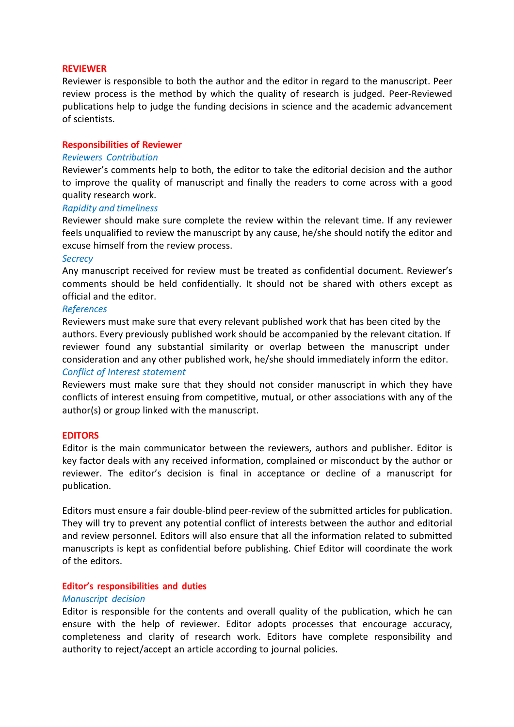## REVIEWER

Reviewer is responsible to both the author and the editor in regard to the manuscript. Peer review process is the method by which the quality of research is judged. Peer-Reviewed publications help to judge the funding decisions in science and the academic advancement of scientists.

### Responsibilities of Reviewer

*Reviewers Contribution*

Reviewer's comments help to both, the editor to take the editorial decision and the author to improve the quality of manuscript and finally the readers to come across with a good quality research work.

*Rapidity and timeliness*

Reviewer should make sure complete the review within the relevant time. If any reviewer feels unqualified to review the manuscript by any cause, he/she should notify the editor and excuse himself from the review process.

*Secrecy*

Any manuscript received for review must be treated as confidential document. Reviewer's comments should be held confidentially. It should not be shared with others except as official and the editor.

*References*

Reviewers must make sure that every relevant published work that has been cited by the authors. Every previously published work should be accompanied by the relevant citation. If reviewer found any substantial similarity or overlap between the manuscript under consideration and any other published work, he/she should immediately inform the editor.

*Conflict of Interest statement*

Reviewers must make sure that they should not consider manuscript in which they have conflicts of interest ensuing from competitive, mutual, or other associations with any of the author(s) or group linked with the manuscript.

## EDITORS

Editor is the main communicator between the reviewers, authors and publisher. Editor is key factor deals with any received information, complained or misconduct by the author or reviewer. The editor's decision is final in acceptance or decline of a manuscript for publication.

Editors must ensure a fair double-blind peer-review of the submitted articles for publication. They will try to prevent any potential conflict of interests between the author and editorial and review personnel. Editors will also ensure that all the information related to submitted manuscripts is kept as confidential before publishing. Chief Editor will coordinate the work of the editors.

### Editor's responsibilities and duties

*Manuscript decision*

Editor is responsible for the contents and overall quality of the publication, which he can ensure with the help of reviewer. Editor adopts processes that encourage accuracy, completeness and clarity of research work. Editors have complete responsibility and authority to reject/accept an article according to journal policies.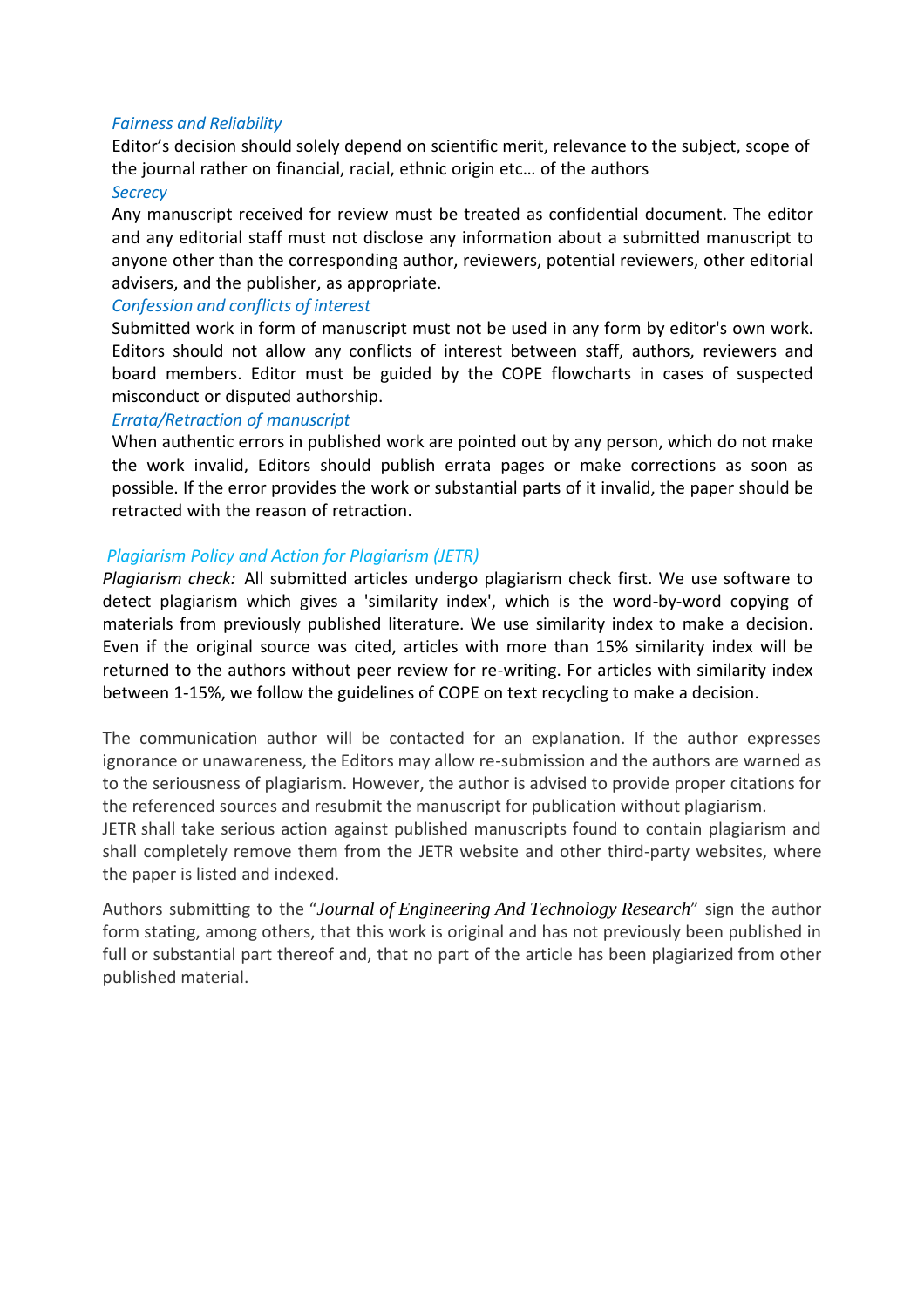### *Fairness and Reliability*

Editor's decision should solely depend on scientific merit, relevance to the subject, scope of the journal rather on financial, racial, ethnic origin etc… of the authors

### *Secrecy*

Any manuscript received for review must be treated as confidential document. The editor and any editorial staff must not disclose any information about a submitted manuscript to anyone other than the corresponding author, reviewers, potential reviewers, other editorial advisers, and the publisher, as appropriate.

### *Confession and conflicts of interest*

Submitted work in form of manuscript must not be used in any form by editor's own work. Editors should not allow any conflicts of interest between staff, authors, reviewers and board members. Editor must be guided by the COPE flowcharts in cases of suspected misconduct or disputed authorship.

### *Errata/Retraction of manuscript*

When authentic errors in published work are pointed out by any person, which do not make the work invalid, Editors should publish errata pages or make corrections as soon as possible. If the error provides the work or substantial parts of it invalid, the paper should be retracted with the reason of retraction.

## *Plagiarism Policy and Action for Plagiarism (JETR)*

*Plagiarism check:* All submitted articles undergo plagiarism check first. We use software to detect plagiarism which gives a 'similarity index', which is the word-by-word copying of materials from previously published literature. We use similarity index to make a decision. Even if the original source was cited, articles with more than 15% similarity index will be returned to the authors without peer review for re-writing. For articles with similarity index between 1-15%, we follow the guidelines of COPE on text recycling to make a decision.

The communication author will be contacted for an explanation. If the author expresses ignorance or unawareness, the Editors may allow re-submission and the authors are warned as to the seriousness of plagiarism. However, the author is advised to provide proper citations for the referenced sources and resubmit the manuscript for publication without plagiarism.

JETR shall take serious action against published manuscripts found to contain plagiarism and shall completely remove them from the JETR website and other third-party websites, where the paper is listed and indexed.

Authors submitting to the "*Journal of Engineering And Technology Research*" sign the author form stating, among others, that this work is original and has not previously been published in full or substantial part thereof and, that no part of the article has been plagiarized from other published material.